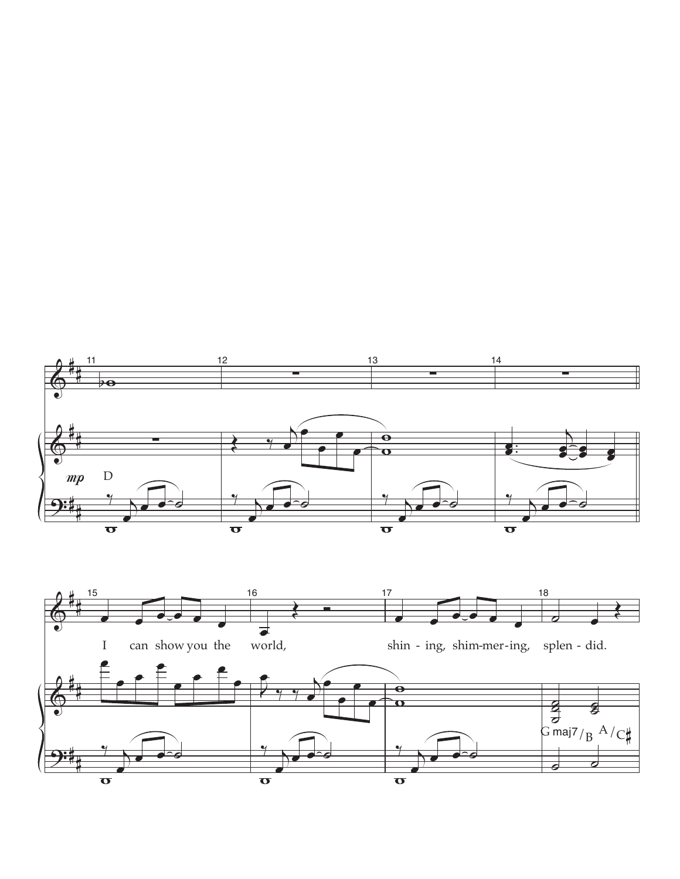I can show you the world, shin - ing, shim-mer-ing, splen - did.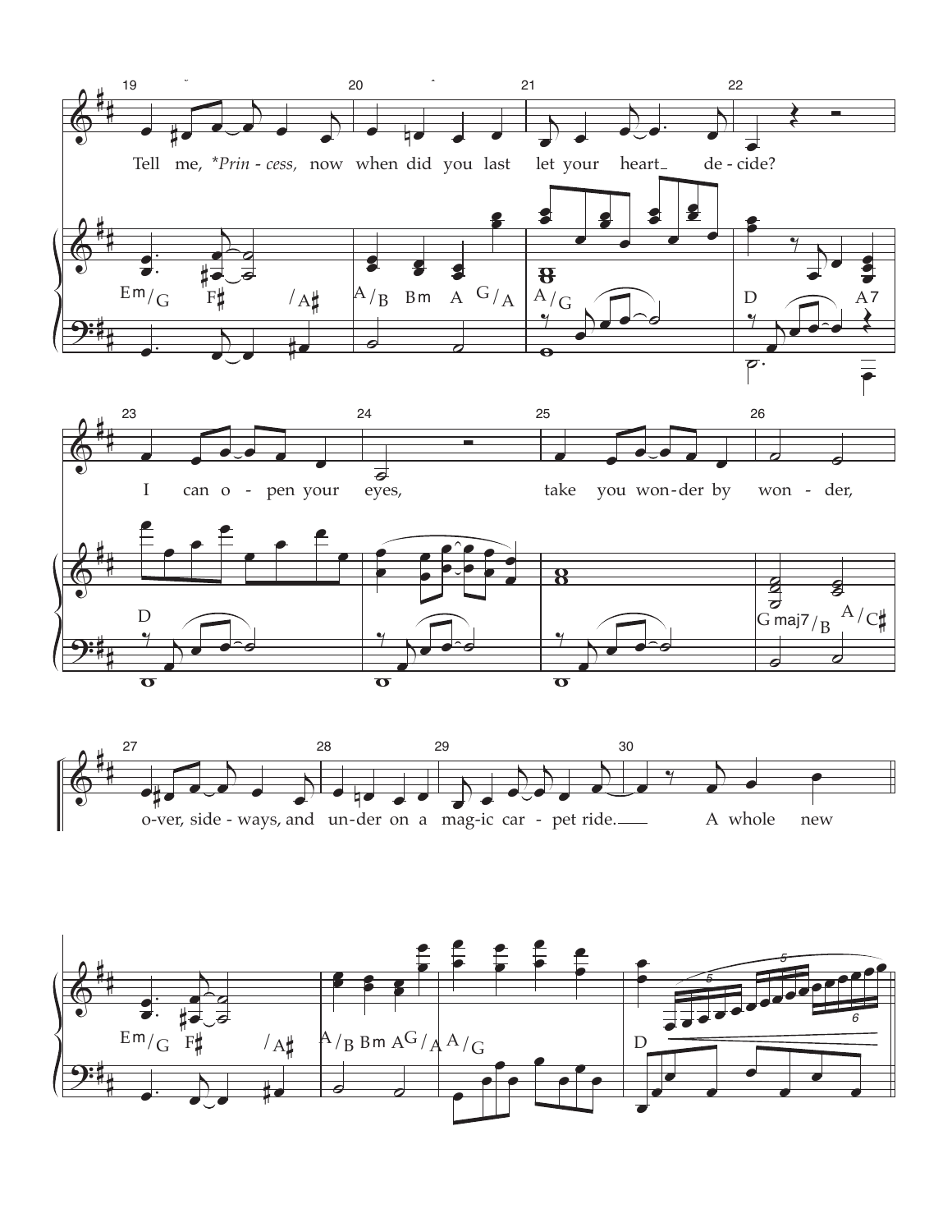Tell me, *Prin - cess, now when did you last let your heart de - cide?

I can o - pen your eyes, take you won - der by won - der,

o - ver, side - ways, and un - der on a mag - ic car - pet ride. A whole new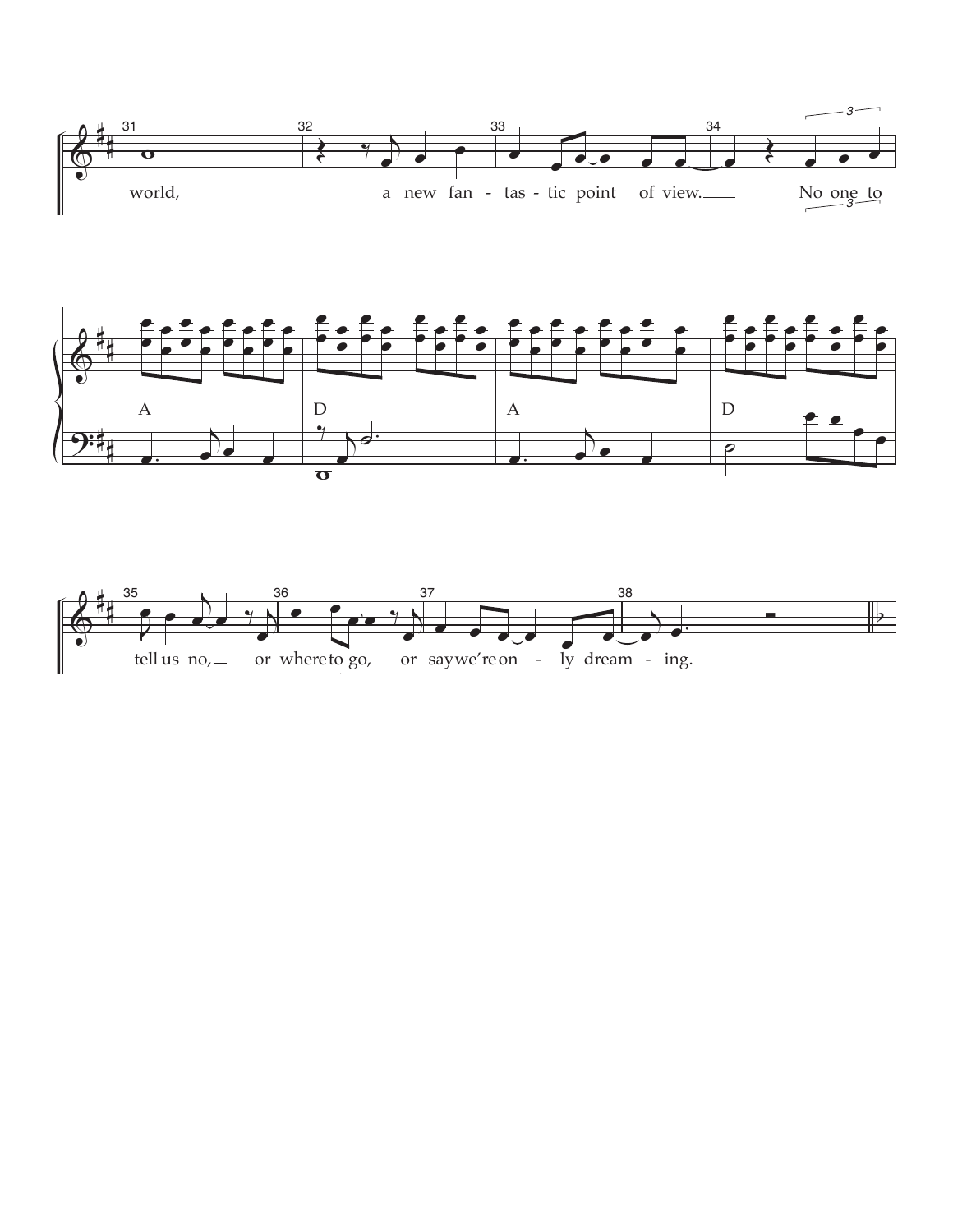world, a new fan - tas - tic point of view. No one to

A D A D

tell us no, or where to go, or say we're on - ly dream - ing.